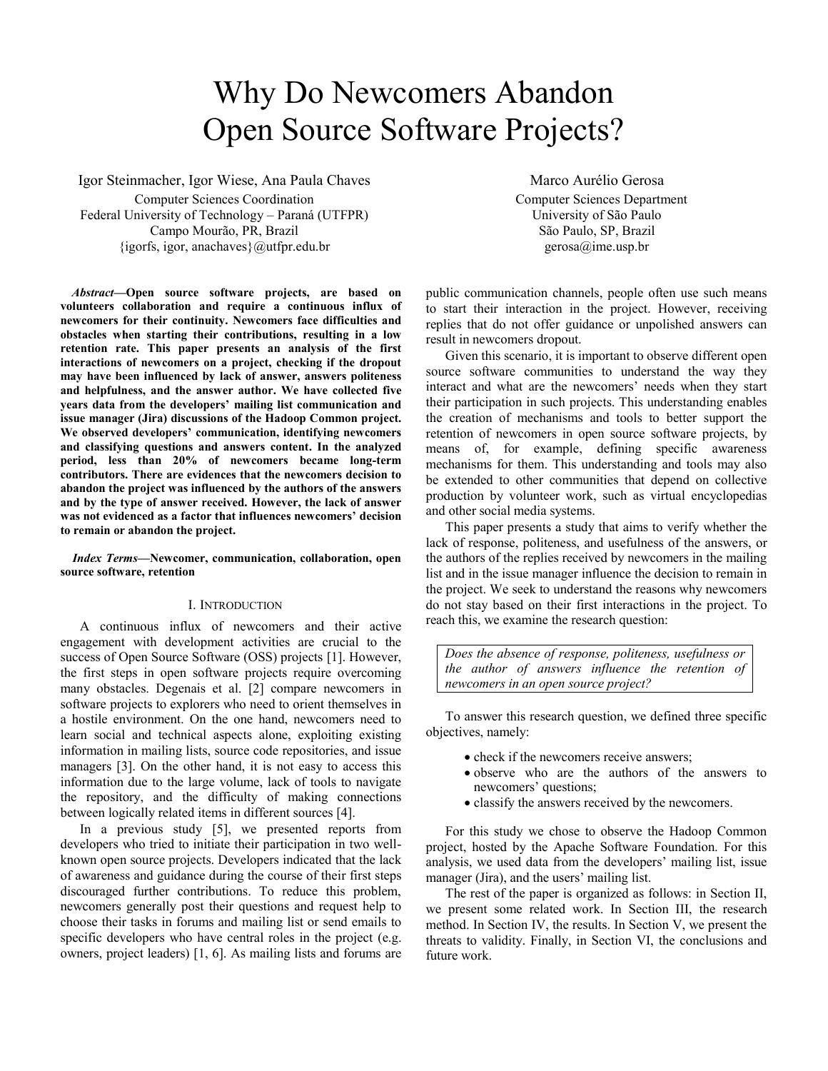# Why Do Newcomers Abandon Open Source Software Projects?

Igor Steinmacher, Igor Wiese, Ana Paula Chaves
Computer Sciences Coordination
Federal University of Technology – Paraná (UTFPR)
Campo Mourão, PR, Brazil
{igorfs, igor, anachaves}@utfpr.edu.br

Marco Aurélio Gerosa
Computer Sciences Department
University of São Paulo
São Paulo, SP, Brazil
gerosa@ime.usp.br

***Abstract*—Open source software projects, are based on volunteers collaboration and require a continuous influx of newcomers for their continuity. Newcomers face difficulties and obstacles when starting their contributions, resulting in a low retention rate. This paper presents an analysis of the first interactions of newcomers on a project, checking if the dropout may have been influenced by lack of answer, answers politeness and helpfulness, and the answer author. We have collected five years data from the developers' mailing list communication and issue manager (Jira) discussions of the Hadoop Common project. We observed developers' communication, identifying newcomers and classifying questions and answers content. In the analyzed period, less than 20% of newcomers became long-term contributors. There are evidences that the newcomers decision to abandon the project was influenced by the authors of the answers and by the type of answer received. However, the lack of answer was not evidenced as a factor that influences newcomers' decision to remain or abandon the project.**

***Index Terms*—Newcomer, communication, collaboration, open source software, retention**

## I. Introduction

A continuous influx of newcomers and their active engagement with development activities are crucial to the success of Open Source Software (OSS) projects [1]. However, the first steps in open software projects require overcoming many obstacles. Degenais et al. [2] compare newcomers in software projects to explorers who need to orient themselves in a hostile environment. On the one hand, newcomers need to learn social and technical aspects alone, exploiting existing information in mailing lists, source code repositories, and issue managers [3]. On the other hand, it is not easy to access this information due to the large volume, lack of tools to navigate the repository, and the difficulty of making connections between logically related items in different sources [4].

In a previous study [5], we presented reports from developers who tried to initiate their participation in two well-known open source projects. Developers indicated that the lack of awareness and guidance during the course of their first steps discouraged further contributions. To reduce this problem, newcomers generally post their questions and request help to choose their tasks in forums and mailing list or send emails to specific developers who have central roles in the project (e.g. owners, project leaders) [1, 6]. As mailing lists and forums are public communication channels, people often use such means to start their interaction in the project. However, receiving replies that do not offer guidance or unpolished answers can result in newcomers dropout.

Given this scenario, it is important to observe different open source software communities to understand the way they interact and what are the newcomers' needs when they start their participation in such projects. This understanding enables the creation of mechanisms and tools to better support the retention of newcomers in open source software projects, by means of, for example, defining specific awareness mechanisms for them. This understanding and tools may also be extended to other communities that depend on collective production by volunteer work, such as virtual encyclopedias and other social media systems.

This paper presents a study that aims to verify whether the lack of response, politeness, and usefulness of the answers, or the authors of the replies received by newcomers in the mailing list and in the issue manager influence the decision to remain in the project. We seek to understand the reasons why newcomers do not stay based on their first interactions in the project. To reach this, we examine the research question:

> *Does the absence of response, politeness, usefulness or the author of answers influence the retention of newcomers in an open source project?*

To answer this research question, we defined three specific objectives, namely:

- check if the newcomers receive answers;
- observe who are the authors of the answers to newcomers' questions;
- classify the answers received by the newcomers.

For this study we chose to observe the Hadoop Common project, hosted by the Apache Software Foundation. For this analysis, we used data from the developers' mailing list, issue manager (Jira), and the users' mailing list.

The rest of the paper is organized as follows: in Section II, we present some related work. In Section III, the research method. In Section IV, the results. In Section V, we present the threats to validity. Finally, in Section VI, the conclusions and future work.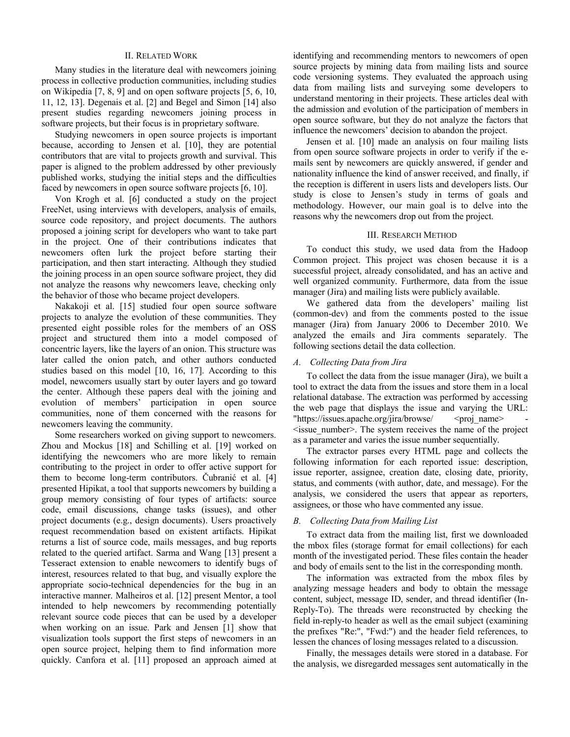## II. Related Work

Many studies in the literature deal with newcomers joining process in collective production communities, including studies on Wikipedia [7, 8, 9] and on open software projects [5, 6, 10, 11, 12, 13]. Degenais et al. [2] and Begel and Simon [14] also present studies regarding newcomers joining process in software projects, but their focus is in proprietary software.

Studying newcomers in open source projects is important because, according to Jensen et al. [10], they are potential contributors that are vital to projects growth and survival. This paper is aligned to the problem addressed by other previously published works, studying the initial steps and the difficulties faced by newcomers in open source software projects [6, 10].

Von Krogh et al. [6] conducted a study on the project FreeNet, using interviews with developers, analysis of emails, source code repository, and project documents. The authors proposed a joining script for developers who want to take part in the project. One of their contributions indicates that newcomers often lurk the project before starting their participation, and then start interacting. Although they studied the joining process in an open source software project, they did not analyze the reasons why newcomers leave, checking only the behavior of those who became project developers.

Nakakoji et al. [15] studied four open source software projects to analyze the evolution of these communities. They presented eight possible roles for the members of an OSS project and structured them into a model composed of concentric layers, like the layers of an onion. This structure was later called the onion patch, and other authors conducted studies based on this model [10, 16, 17]. According to this model, newcomers usually start by outer layers and go toward the center. Although these papers deal with the joining and evolution of members' participation in open source communities, none of them concerned with the reasons for newcomers leaving the community.

Some researchers worked on giving support to newcomers. Zhou and Mockus [18] and Schilling et al. [19] worked on identifying the newcomers who are more likely to remain contributing to the project in order to offer active support for them to become long-term contributors. Čubranić et al. [4] presented Hipikat, a tool that supports newcomers by building a group memory consisting of four types of artifacts: source code, email discussions, change tasks (issues), and other project documents (e.g., design documents). Users proactively request recommendation based on existent artifacts. Hipikat returns a list of source code, mails messages, and bug reports related to the queried artifact. Sarma and Wang [13] present a Tesseract extension to enable newcomers to identify bugs of interest, resources related to that bug, and visually explore the appropriate socio-technical dependencies for the bug in an interactive manner. Malheiros et al. [12] present Mentor, a tool intended to help newcomers by recommending potentially relevant source code pieces that can be used by a developer when working on an issue. Park and Jensen [1] show that visualization tools support the first steps of newcomers in an open source project, helping them to find information more quickly. Canfora et al. [11] proposed an approach aimed at identifying and recommending mentors to newcomers of open source projects by mining data from mailing lists and source code versioning systems. They evaluated the approach using data from mailing lists and surveying some developers to understand mentoring in their projects. These articles deal with the admission and evolution of the participation of members in open source software, but they do not analyze the factors that influence the newcomers' decision to abandon the project.

Jensen et al. [10] made an analysis on four mailing lists from open source software projects in order to verify if the e-mails sent by newcomers are quickly answered, if gender and nationality influence the kind of answer received, and finally, if the reception is different in users lists and developers lists. Our study is close to Jensen's study in terms of goals and methodology. However, our main goal is to delve into the reasons why the newcomers drop out from the project.

## III. Research Method

To conduct this study, we used data from the Hadoop Common project. This project was chosen because it is a successful project, already consolidated, and has an active and well organized community. Furthermore, data from the issue manager (Jira) and mailing lists were publicly available.

We gathered data from the developers' mailing list (common-dev) and from the comments posted to the issue manager (Jira) from January 2006 to December 2010. We analyzed the emails and Jira comments separately. The following sections detail the data collection.

### *A. Collecting Data from Jira*

To collect the data from the issue manager (Jira), we built a tool to extract the data from the issues and store them in a local relational database. The extraction was performed by accessing the web page that displays the issue and varying the URL: "https://issues.apache.org/jira/browse/ <proj_name> - <issue_number>. The system receives the name of the project as a parameter and varies the issue number sequentially.

The extractor parses every HTML page and collects the following information for each reported issue: description, issue reporter, assignee, creation date, closing date, priority, status, and comments (with author, date, and message). For the analysis, we considered the users that appear as reporters, assignees, or those who have commented any issue.

### *B. Collecting Data from Mailing List*

To extract data from the mailing list, first we downloaded the mbox files (storage format for email collections) for each month of the investigated period. These files contain the header and body of emails sent to the list in the corresponding month.

The information was extracted from the mbox files by analyzing message headers and body to obtain the message content, subject, message ID, sender, and thread identifier (In-Reply-To). The threads were reconstructed by checking the field in-reply-to header as well as the email subject (examining the prefixes "Re:", "Fwd:") and the header field references, to lessen the chances of losing messages related to a discussion.

Finally, the messages details were stored in a database. For the analysis, we disregarded messages sent automatically in the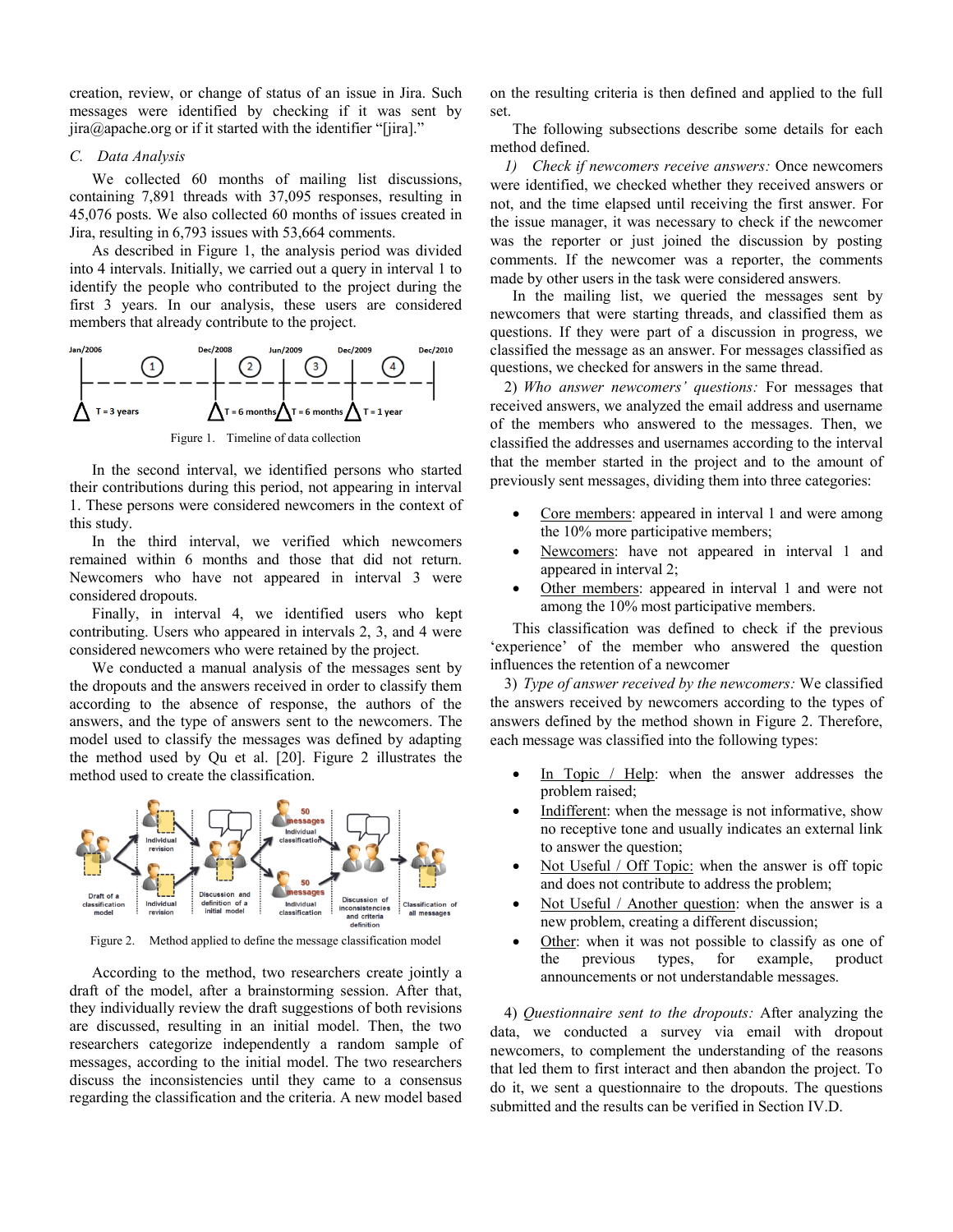creation, review, or change of status of an issue in Jira. Such messages were identified by checking if it was sent by jira@apache.org or if it started with the identifier "[jira]."

### C. Data Analysis

We collected 60 months of mailing list discussions, containing 7,891 threads with 37,095 responses, resulting in 45,076 posts. We also collected 60 months of issues created in Jira, resulting in 6,793 issues with 53,664 comments.

As described in Figure 1, the analysis period was divided into 4 intervals. Initially, we carried out a query in interval 1 to identify the people who contributed to the project during the first 3 years. In our analysis, these users are considered members that already contribute to the project.

Figure 1. Timeline of data collection

In the second interval, we identified persons who started their contributions during this period, not appearing in interval 1. These persons were considered newcomers in the context of this study.

In the third interval, we verified which newcomers remained within 6 months and those that did not return. Newcomers who have not appeared in interval 3 were considered dropouts.

Finally, in interval 4, we identified users who kept contributing. Users who appeared in intervals 2, 3, and 4 were considered newcomers who were retained by the project.

We conducted a manual analysis of the messages sent by the dropouts and the answers received in order to classify them according to the absence of response, the authors of the answers, and the type of answers sent to the newcomers. The model used to classify the messages was defined by adapting the method used by Qu et al. [20]. Figure 2 illustrates the method used to create the classification.

Figure 2. Method applied to define the message classification model

According to the method, two researchers create jointly a draft of the model, after a brainstorming session. After that, they individually review the draft suggestions of both revisions are discussed, resulting in an initial model. Then, the two researchers categorize independently a random sample of messages, according to the initial model. The two researchers discuss the inconsistencies until they came to a consensus regarding the classification and the criteria. A new model based on the resulting criteria is then defined and applied to the full set.

The following subsections describe some details for each method defined.

*1) Check if newcomers receive answers:* Once newcomers were identified, we checked whether they received answers or not, and the time elapsed until receiving the first answer. For the issue manager, it was necessary to check if the newcomer was the reporter or just joined the discussion by posting comments. If the newcomer was a reporter, the comments made by other users in the task were considered answers.

In the mailing list, we queried the messages sent by newcomers that were starting threads, and classified them as questions. If they were part of a discussion in progress, we classified the message as an answer. For messages classified as questions, we checked for answers in the same thread.

*2) Who answer newcomers' questions:* For messages that received answers, we analyzed the email address and username of the members who answered to the messages. Then, we classified the addresses and usernames according to the interval that the member started in the project and to the amount of previously sent messages, dividing them into three categories:

- Core members: appeared in interval 1 and were among the 10% more participative members;
- Newcomers: have not appeared in interval 1 and appeared in interval 2;
- Other members: appeared in interval 1 and were not among the 10% most participative members.

This classification was defined to check if the previous 'experience' of the member who answered the question influences the retention of a newcomer

*3) Type of answer received by the newcomers:* We classified the answers received by newcomers according to the types of answers defined by the method shown in Figure 2. Therefore, each message was classified into the following types:

- In Topic / Help: when the answer addresses the problem raised;
- Indifferent: when the message is not informative, show no receptive tone and usually indicates an external link to answer the question;
- Not Useful / Off Topic: when the answer is off topic and does not contribute to address the problem;
- Not Useful / Another question: when the answer is a new problem, creating a different discussion;
- Other: when it was not possible to classify as one of the previous types, for example, product announcements or not understandable messages.

*4) Questionnaire sent to the dropouts:* After analyzing the data, we conducted a survey via email with dropout newcomers, to complement the understanding of the reasons that led them to first interact and then abandon the project. To do it, we sent a questionnaire to the dropouts. The questions submitted and the results can be verified in Section IV.D.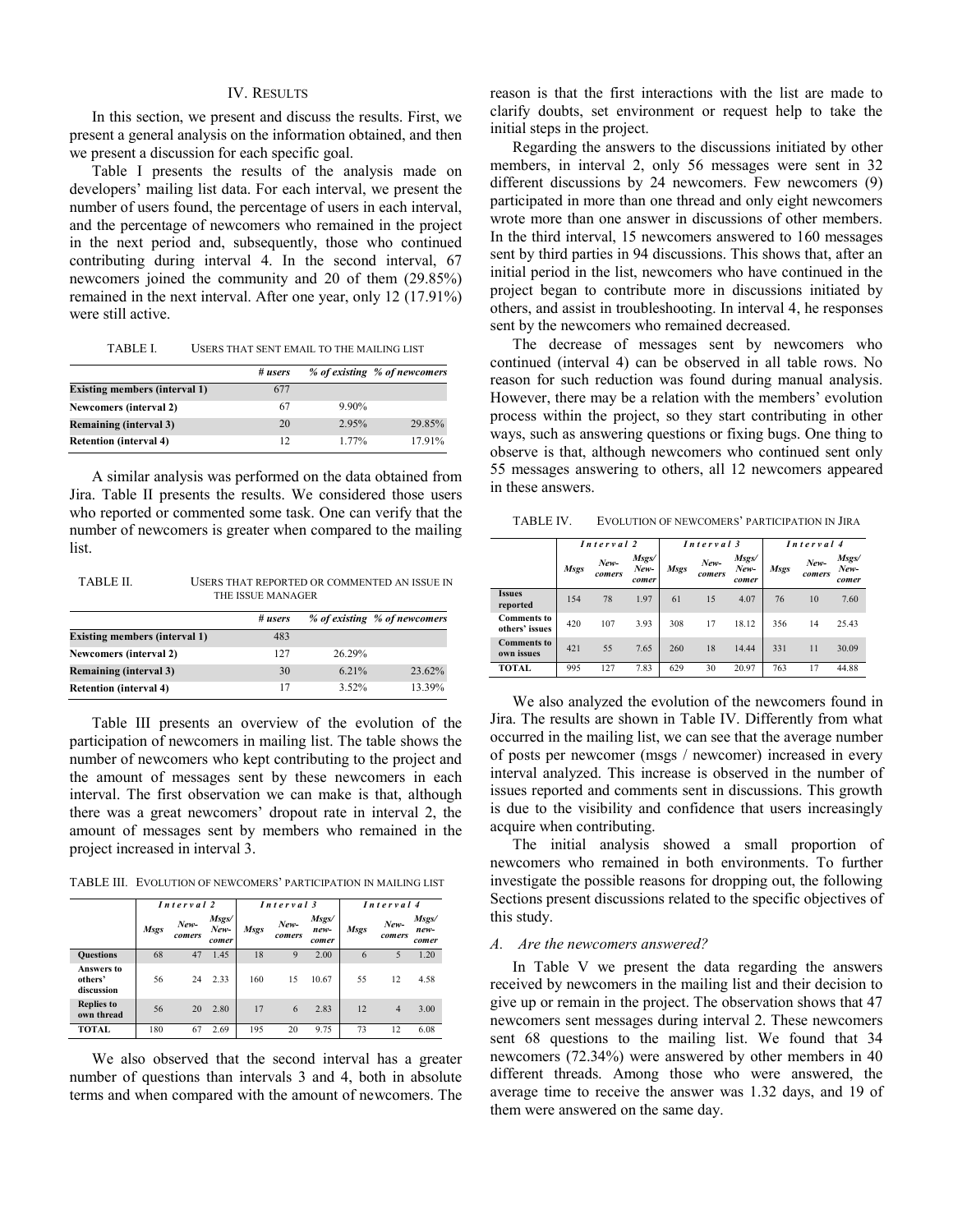## IV. RESULTS

In this section, we present and discuss the results. First, we present a general analysis on the information obtained, and then we present a discussion for each specific goal.

Table I presents the results of the analysis made on developers' mailing list data. For each interval, we present the number of users found, the percentage of users in each interval, and the percentage of newcomers who remained in the project in the next period and, subsequently, those who continued contributing during interval 4. In the second interval, 67 newcomers joined the community and 20 of them (29.85%) remained in the next interval. After one year, only 12 (17.91%) were still active.

TABLE I. USERS THAT SENT EMAIL TO THE MAILING LIST

| | *# users* | *% of existing* | *% of newcomers* |
|---|---|---|---|
| **Existing members (interval 1)** | 677 | | |
| **Newcomers (interval 2)** | 67 | 9.90% | |
| **Remaining (interval 3)** | 20 | 2.95% | 29.85% |
| **Retention (interval 4)** | 12 | 1.77% | 17.91% |

A similar analysis was performed on the data obtained from Jira. Table II presents the results. We considered those users who reported or commented some task. One can verify that the number of newcomers is greater when compared to the mailing list.

TABLE II. USERS THAT REPORTED OR COMMENTED AN ISSUE IN THE ISSUE MANAGER

| | *# users* | *% of existing* | *% of newcomers* |
|---|---|---|---|
| **Existing members (interval 1)** | 483 | | |
| **Newcomers (interval 2)** | 127 | 26.29% | |
| **Remaining (interval 3)** | 30 | 6.21% | 23.62% |
| **Retention (interval 4)** | 17 | 3.52% | 13.39% |

Table III presents an overview of the evolution of the participation of newcomers in mailing list. The table shows the number of newcomers who kept contributing to the project and the amount of messages sent by these newcomers in each interval. The first observation we can make is that, although there was a great newcomers' dropout rate in interval 2, the amount of messages sent by members who remained in the project increased in interval 3.

TABLE III. EVOLUTION OF NEWCOMERS' PARTICIPATION IN MAILING LIST

| | *Interval 2* | | | *Interval 3* | | | *Interval 4* | | |
|---|---|---|---|---|---|---|---|---|---|
| | *Msgs* | *New-comers* | *Msgs/ New-comer* | *Msgs* | *New-comers* | *Msgs/ new-comer* | *Msgs* | *New-comers* | *Msgs/ new-comer* |
| **Questions** | 68 | 47 | 1.45 | 18 | 9 | 2.00 | 6 | 5 | 1.20 |
| **Answers to others' discussion** | 56 | 24 | 2.33 | 160 | 15 | 10.67 | 55 | 12 | 4.58 |
| **Replies to own thread** | 56 | 20 | 2.80 | 17 | 6 | 2.83 | 12 | 4 | 3.00 |
| **TOTAL** | 180 | 67 | 2.69 | 195 | 20 | 9.75 | 73 | 12 | 6.08 |

We also observed that the second interval has a greater number of questions than intervals 3 and 4, both in absolute terms and when compared with the amount of newcomers. The reason is that the first interactions with the list are made to clarify doubts, set environment or request help to take the initial steps in the project.

Regarding the answers to the discussions initiated by other members, in interval 2, only 56 messages were sent in 32 different discussions by 24 newcomers. Few newcomers (9) participated in more than one thread and only eight newcomers wrote more than one answer in discussions of other members. In the third interval, 15 newcomers answered to 160 messages sent by third parties in 94 discussions. This shows that, after an initial period in the list, newcomers who have continued in the project began to contribute more in discussions initiated by others, and assist in troubleshooting. In interval 4, he responses sent by the newcomers who remained decreased.

The decrease of messages sent by newcomers who continued (interval 4) can be observed in all table rows. No reason for such reduction was found during manual analysis. However, there may be a relation with the members' evolution process within the project, so they start contributing in other ways, such as answering questions or fixing bugs. One thing to observe is that, although newcomers who continued sent only 55 messages answering to others, all 12 newcomers appeared in these answers.

TABLE IV. EVOLUTION OF NEWCOMERS' PARTICIPATION IN JIRA

| | *Interval 2* | | | *Interval 3* | | | *Interval 4* | | |
|---|---|---|---|---|---|---|---|---|---|
| | *Msgs* | *New-comers* | *Msgs/ New-comer* | *Msgs* | *New-comers* | *Msgs/ New-comer* | *Msgs* | *New-comers* | *Msgs/ New-comer* |
| **Issues reported** | 154 | 78 | 1.97 | 61 | 15 | 4.07 | 76 | 10 | 7.60 |
| **Comments to others' issues** | 420 | 107 | 3.93 | 308 | 17 | 18.12 | 356 | 14 | 25.43 |
| **Comments to own issues** | 421 | 55 | 7.65 | 260 | 18 | 14.44 | 331 | 11 | 30.09 |
| **TOTAL** | 995 | 127 | 7.83 | 629 | 30 | 20.97 | 763 | 17 | 44.88 |

We also analyzed the evolution of the newcomers found in Jira. The results are shown in Table IV. Differently from what occurred in the mailing list, we can see that the average number of posts per newcomer (msgs / newcomer) increased in every interval analyzed. This increase is observed in the number of issues reported and comments sent in discussions. This growth is due to the visibility and confidence that users increasingly acquire when contributing.

The initial analysis showed a small proportion of newcomers who remained in both environments. To further investigate the possible reasons for dropping out, the following Sections present discussions related to the specific objectives of this study.

### *A. Are the newcomers answered?*

In Table V we present the data regarding the answers received by newcomers in the mailing list and their decision to give up or remain in the project. The observation shows that 47 newcomers sent messages during interval 2. These newcomers sent 68 questions to the mailing list. We found that 34 newcomers (72.34%) were answered by other members in 40 different threads. Among those who were answered, the average time to receive the answer was 1.32 days, and 19 of them were answered on the same day.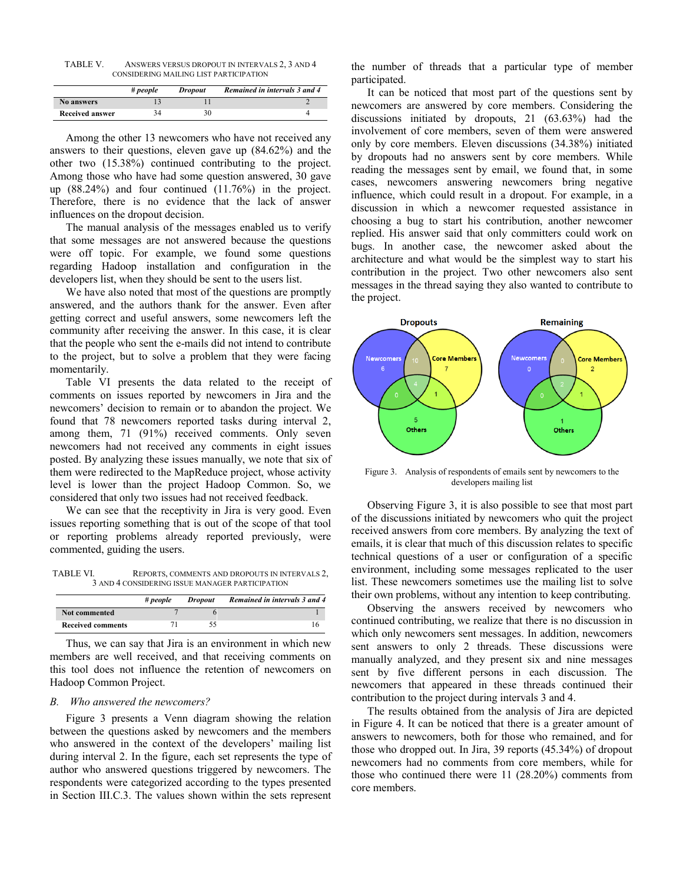TABLE V. ANSWERS VERSUS DROPOUT IN INTERVALS 2, 3 AND 4 CONSIDERING MAILING LIST PARTICIPATION

| | # people | Dropout | Remained in intervals 3 and 4 |
|---|---|---|---|
| **No answers** | 13 | 11 | 2 |
| **Received answer** | 34 | 30 | 4 |

Among the other 13 newcomers who have not received any answers to their questions, eleven gave up (84.62%) and the other two (15.38%) continued contributing to the project. Among those who have had some question answered, 30 gave up (88.24%) and four continued (11.76%) in the project. Therefore, there is no evidence that the lack of answer influences on the dropout decision.

The manual analysis of the messages enabled us to verify that some messages are not answered because the questions were off topic. For example, we found some questions regarding Hadoop installation and configuration in the developers list, when they should be sent to the users list.

We have also noted that most of the questions are promptly answered, and the authors thank for the answer. Even after getting correct and useful answers, some newcomers left the community after receiving the answer. In this case, it is clear that the people who sent the e-mails did not intend to contribute to the project, but to solve a problem that they were facing momentarily.

Table VI presents the data related to the receipt of comments on issues reported by newcomers in Jira and the newcomers' decision to remain or to abandon the project. We found that 78 newcomers reported tasks during interval 2, among them, 71 (91%) received comments. Only seven newcomers had not received any comments in eight issues posted. By analyzing these issues manually, we note that six of them were redirected to the MapReduce project, whose activity level is lower than the project Hadoop Common. So, we considered that only two issues had not received feedback.

We can see that the receptivity in Jira is very good. Even issues reporting something that is out of the scope of that tool or reporting problems already reported previously, were commented, guiding the users.

TABLE VI. REPORTS, COMMENTS AND DROPOUTS IN INTERVALS 2, 3 AND 4 CONSIDERING ISSUE MANAGER PARTICIPATION

| | # people | Dropout | Remained in intervals 3 and 4 |
|---|---|---|---|
| **Not commented** | 7 | 6 | 1 |
| **Received comments** | 71 | 55 | 16 |

Thus, we can say that Jira is an environment in which new members are well received, and that receiving comments on this tool does not influence the retention of newcomers on Hadoop Common Project.

### *B. Who answered the newcomers?*

Figure 3 presents a Venn diagram showing the relation between the questions asked by newcomers and the members who answered in the context of the developers' mailing list during interval 2. In the figure, each set represents the type of author who answered questions triggered by newcomers. The respondents were categorized according to the types presented in Section III.C.3. The values shown within the sets represent the number of threads that a particular type of member participated.

It can be noticed that most part of the questions sent by newcomers are answered by core members. Considering the discussions initiated by dropouts, 21 (63.63%) had the involvement of core members, seven of them were answered only by core members. Eleven discussions (34.38%) initiated by dropouts had no answers sent by core members. While reading the messages sent by email, we found that, in some cases, newcomers answering newcomers bring negative influence, which could result in a dropout. For example, in a discussion in which a newcomer requested assistance in choosing a bug to start his contribution, another newcomer replied. His answer said that only committers could work on bugs. In another case, the newcomer asked about the architecture and what would be the simplest way to start his contribution in the project. Two other newcomers also sent messages in the thread saying they also wanted to contribute to the project.

Figure 3. Analysis of respondents of emails sent by newcomers to the developers mailing list

Observing Figure 3, it is also possible to see that most part of the discussions initiated by newcomers who quit the project received answers from core members. By analyzing the text of emails, it is clear that much of this discussion relates to specific technical questions of a user or configuration of a specific environment, including some messages replicated to the user list. These newcomers sometimes use the mailing list to solve their own problems, without any intention to keep contributing.

Observing the answers received by newcomers who continued contributing, we realize that there is no discussion in which only newcomers sent messages. In addition, newcomers sent answers to only 2 threads. These discussions were manually analyzed, and they present six and nine messages sent by five different persons in each discussion. The newcomers that appeared in these threads continued their contribution to the project during intervals 3 and 4.

The results obtained from the analysis of Jira are depicted in Figure 4. It can be noticed that there is a greater amount of answers to newcomers, both for those who remained, and for those who dropped out. In Jira, 39 reports (45.34%) of dropout newcomers had no comments from core members, while for those who continued there were 11 (28.20%) comments from core members.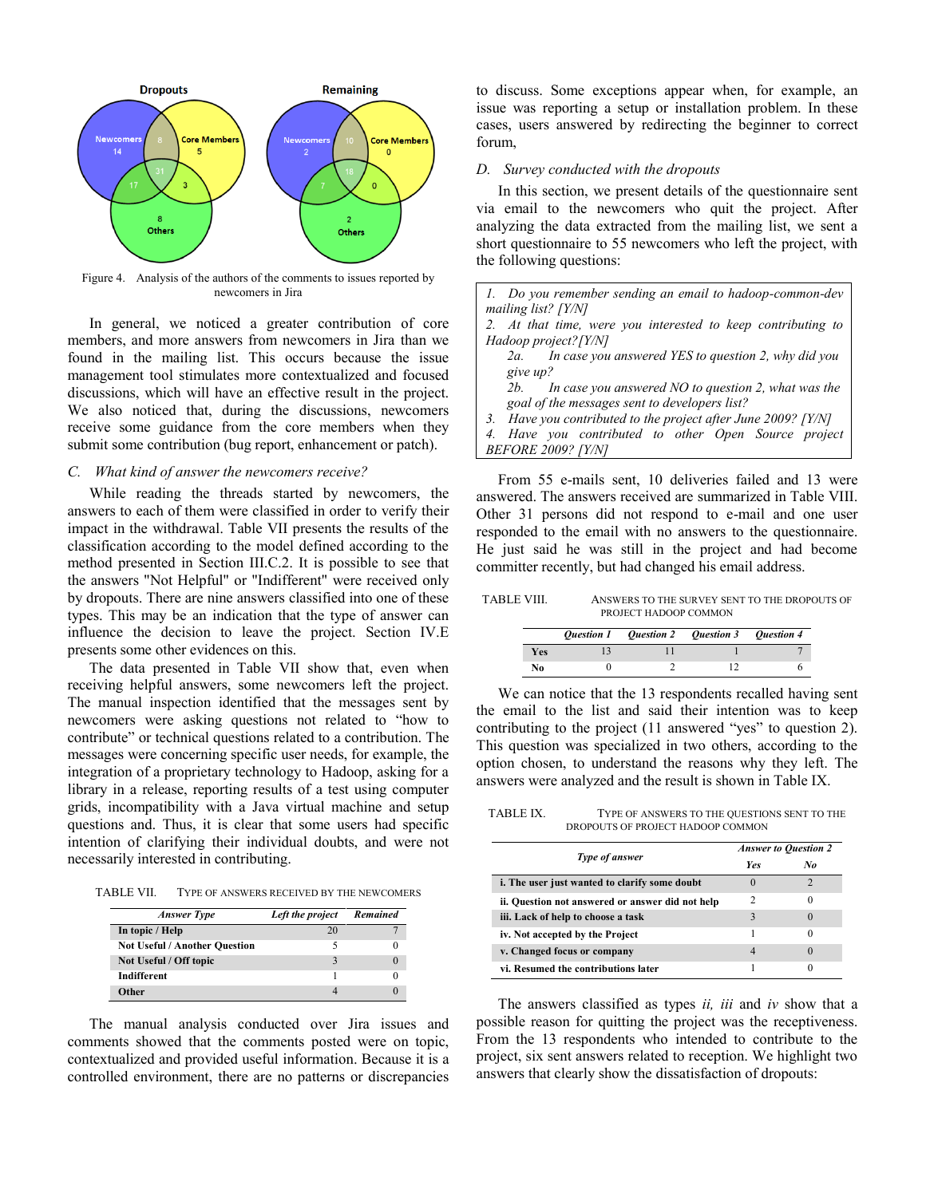Figure 4. Analysis of the authors of the comments to issues reported by newcomers in Jira

In general, we noticed a greater contribution of core members, and more answers from newcomers in Jira than we found in the mailing list. This occurs because the issue management tool stimulates more contextualized and focused discussions, which will have an effective result in the project. We also noticed that, during the discussions, newcomers receive some guidance from the core members when they submit some contribution (bug report, enhancement or patch).

### C. *What kind of answer the newcomers receive?*

While reading the threads started by newcomers, the answers to each of them were classified in order to verify their impact in the withdrawal. Table VII presents the results of the classification according to the model defined according to the method presented in Section III.C.2. It is possible to see that the answers "Not Helpful" or "Indifferent" were received only by dropouts. There are nine answers classified into one of these types. This may be an indication that the type of answer can influence the decision to leave the project. Section IV.E presents some other evidences on this.

The data presented in Table VII show that, even when receiving helpful answers, some newcomers left the project. The manual inspection identified that the messages sent by newcomers were asking questions not related to "how to contribute" or technical questions related to a contribution. The messages were concerning specific user needs, for example, the integration of a proprietary technology to Hadoop, asking for a library in a release, reporting results of a test using computer grids, incompatibility with a Java virtual machine and setup questions and. Thus, it is clear that some users had specific intention of clarifying their individual doubts, and were not necessarily interested in contributing.

TABLE VII. TYPE OF ANSWERS RECEIVED BY THE NEWCOMERS

| *Answer Type* | *Left the project* | *Remained* |
|---|---|---|
| **In topic / Help** | 20 | 7 |
| **Not Useful / Another Question** | 5 | 0 |
| **Not Useful / Off topic** | 3 | 0 |
| **Indifferent** | 1 | 0 |
| **Other** | 4 | 0 |

The manual analysis conducted over Jira issues and comments showed that the comments posted were on topic, contextualized and provided useful information. Because it is a controlled environment, there are no patterns or discrepancies to discuss. Some exceptions appear when, for example, an issue was reporting a setup or installation problem. In these cases, users answered by redirecting the beginner to correct forum,

### D. *Survey conducted with the dropouts*

In this section, we present details of the questionnaire sent via email to the newcomers who quit the project. After analyzing the data extracted from the mailing list, we sent a short questionnaire to 55 newcomers who left the project, with the following questions:

> 1. *Do you remember sending an email to hadoop-common-dev mailing list? [Y/N]*
> 2. *At that time, were you interested to keep contributing to Hadoop project? [Y/N]*
>    - 2a. *In case you answered YES to question 2, why did you give up?*
>    - 2b. *In case you answered NO to question 2, what was the goal of the messages sent to developers list?*
> 3. *Have you contributed to the project after June 2009? [Y/N]*
> 4. *Have you contributed to other Open Source project BEFORE 2009? [Y/N]*

From 55 e-mails sent, 10 deliveries failed and 13 were answered. The answers received are summarized in Table VIII. Other 31 persons did not respond to e-mail and one user responded to the email with no answers to the questionnaire. He just said he was still in the project and had become committer recently, but had changed his email address.

TABLE VIII. ANSWERS TO THE SURVEY SENT TO THE DROPOUTS OF PROJECT HADOOP COMMON

| | *Question 1* | *Question 2* | *Question 3* | *Question 4* |
|---|---|---|---|---|
| **Yes** | 13 | 11 | 1 | 7 |
| **No** | 0 | 2 | 12 | 6 |

We can notice that the 13 respondents recalled having sent the email to the list and said their intention was to keep contributing to the project (11 answered "yes" to question 2). This question was specialized in two others, according to the option chosen, to understand the reasons why they left. The answers were analyzed and the result is shown in Table IX.

TABLE IX. TYPE OF ANSWERS TO THE QUESTIONS SENT TO THE DROPOUTS OF PROJECT HADOOP COMMON

| *Type of answer* | *Answer to Question 2* | |
|---|---|---|
| | *Yes* | *No* |
| **i. The user just wanted to clarify some doubt** | 0 | 2 |
| **ii. Question not answered or answer did not help** | 2 | 0 |
| **iii. Lack of help to choose a task** | 3 | 0 |
| **iv. Not accepted by the Project** | 1 | 0 |
| **v. Changed focus or company** | 4 | 0 |
| **vi. Resumed the contributions later** | 1 | 0 |

The answers classified as types *ii, iii* and *iv* show that a possible reason for quitting the project was the receptiveness. From the 13 respondents who intended to contribute to the project, six sent answers related to reception. We highlight two answers that clearly show the dissatisfaction of dropouts: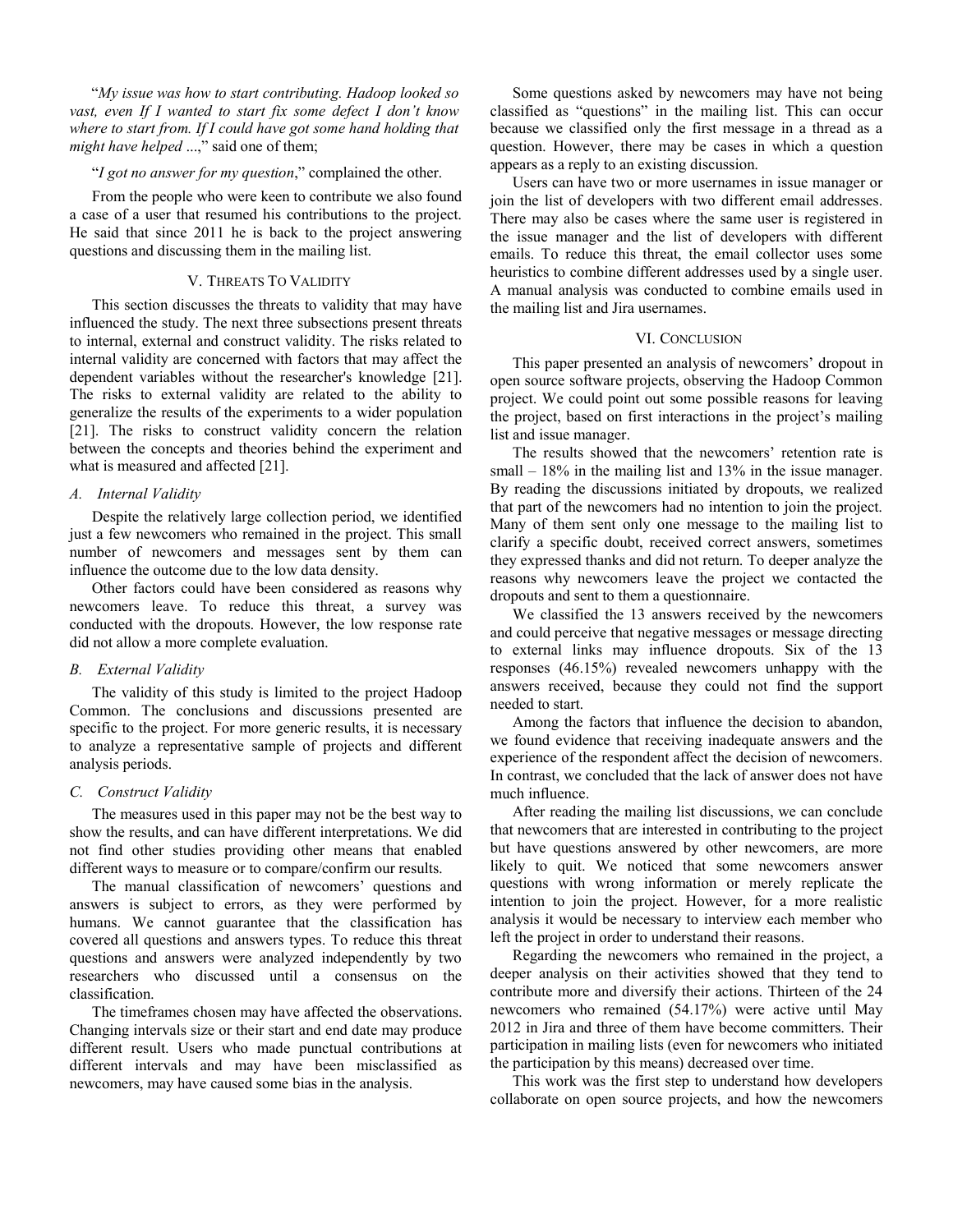"*My issue was how to start contributing. Hadoop looked so vast, even If I wanted to start fix some defect I don't know where to start from. If I could have got some hand holding that might have helped* ...," said one of them;

"*I got no answer for my question*," complained the other.

From the people who were keen to contribute we also found a case of a user that resumed his contributions to the project. He said that since 2011 he is back to the project answering questions and discussing them in the mailing list.

## V. Threats To Validity

This section discusses the threats to validity that may have influenced the study. The next three subsections present threats to internal, external and construct validity. The risks related to internal validity are concerned with factors that may affect the dependent variables without the researcher's knowledge [21]. The risks to external validity are related to the ability to generalize the results of the experiments to a wider population [21]. The risks to construct validity concern the relation between the concepts and theories behind the experiment and what is measured and affected [21].

### *A. Internal Validity*

Despite the relatively large collection period, we identified just a few newcomers who remained in the project. This small number of newcomers and messages sent by them can influence the outcome due to the low data density.

Other factors could have been considered as reasons why newcomers leave. To reduce this threat, a survey was conducted with the dropouts. However, the low response rate did not allow a more complete evaluation.

### *B. External Validity*

The validity of this study is limited to the project Hadoop Common. The conclusions and discussions presented are specific to the project. For more generic results, it is necessary to analyze a representative sample of projects and different analysis periods.

### *C. Construct Validity*

The measures used in this paper may not be the best way to show the results, and can have different interpretations. We did not find other studies providing other means that enabled different ways to measure or to compare/confirm our results.

The manual classification of newcomers' questions and answers is subject to errors, as they were performed by humans. We cannot guarantee that the classification has covered all questions and answers types. To reduce this threat questions and answers were analyzed independently by two researchers who discussed until a consensus on the classification.

The timeframes chosen may have affected the observations. Changing intervals size or their start and end date may produce different result. Users who made punctual contributions at different intervals and may have been misclassified as newcomers, may have caused some bias in the analysis.

Some questions asked by newcomers may have not being classified as "questions" in the mailing list. This can occur because we classified only the first message in a thread as a question. However, there may be cases in which a question appears as a reply to an existing discussion.

Users can have two or more usernames in issue manager or join the list of developers with two different email addresses. There may also be cases where the same user is registered in the issue manager and the list of developers with different emails. To reduce this threat, the email collector uses some heuristics to combine different addresses used by a single user. A manual analysis was conducted to combine emails used in the mailing list and Jira usernames.

## VI. Conclusion

This paper presented an analysis of newcomers' dropout in open source software projects, observing the Hadoop Common project. We could point out some possible reasons for leaving the project, based on first interactions in the project's mailing list and issue manager.

The results showed that the newcomers' retention rate is small – 18% in the mailing list and 13% in the issue manager. By reading the discussions initiated by dropouts, we realized that part of the newcomers had no intention to join the project. Many of them sent only one message to the mailing list to clarify a specific doubt, received correct answers, sometimes they expressed thanks and did not return. To deeper analyze the reasons why newcomers leave the project we contacted the dropouts and sent to them a questionnaire.

We classified the 13 answers received by the newcomers and could perceive that negative messages or message directing to external links may influence dropouts. Six of the 13 responses (46.15%) revealed newcomers unhappy with the answers received, because they could not find the support needed to start.

Among the factors that influence the decision to abandon, we found evidence that receiving inadequate answers and the experience of the respondent affect the decision of newcomers. In contrast, we concluded that the lack of answer does not have much influence.

After reading the mailing list discussions, we can conclude that newcomers that are interested in contributing to the project but have questions answered by other newcomers, are more likely to quit. We noticed that some newcomers answer questions with wrong information or merely replicate the intention to join the project. However, for a more realistic analysis it would be necessary to interview each member who left the project in order to understand their reasons.

Regarding the newcomers who remained in the project, a deeper analysis on their activities showed that they tend to contribute more and diversify their actions. Thirteen of the 24 newcomers who remained (54.17%) were active until May 2012 in Jira and three of them have become committers. Their participation in mailing lists (even for newcomers who initiated the participation by this means) decreased over time.

This work was the first step to understand how developers collaborate on open source projects, and how the newcomers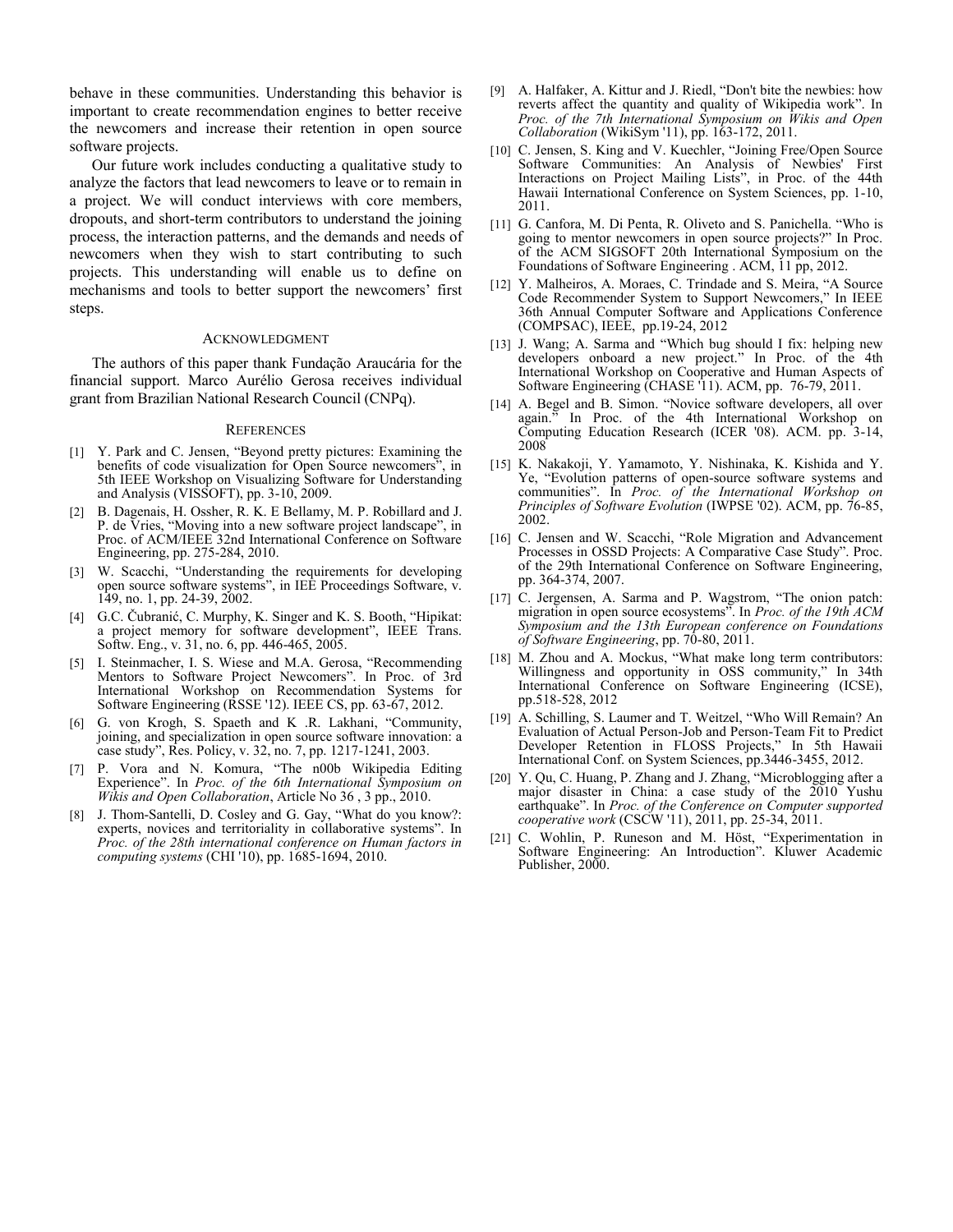behave in these communities. Understanding this behavior is important to create recommendation engines to better receive the newcomers and increase their retention in open source software projects.

Our future work includes conducting a qualitative study to analyze the factors that lead newcomers to leave or to remain in a project. We will conduct interviews with core members, dropouts, and short-term contributors to understand the joining process, the interaction patterns, and the demands and needs of newcomers when they wish to start contributing to such projects. This understanding will enable us to define on mechanisms and tools to better support the newcomers' first steps.

## Acknowledgment

The authors of this paper thank Fundação Araucária for the financial support. Marco Aurélio Gerosa receives individual grant from Brazilian National Research Council (CNPq).

## References

[1] Y. Park and C. Jensen, "Beyond pretty pictures: Examining the benefits of code visualization for Open Source newcomers", in 5th IEEE Workshop on Visualizing Software for Understanding and Analysis (VISSOFT), pp. 3-10, 2009.

[2] B. Dagenais, H. Ossher, R. K. E Bellamy, M. P. Robillard and J. P. de Vries, "Moving into a new software project landscape", in Proc. of ACM/IEEE 32nd International Conference on Software Engineering, pp. 275-284, 2010.

[3] W. Scacchi, "Understanding the requirements for developing open source software systems", in IEE Proceedings Software, v. 149, no. 1, pp. 24-39, 2002.

[4] G.C. Čubranić, C. Murphy, K. Singer and K. S. Booth, "Hipikat: a project memory for software development", IEEE Trans. Softw. Eng., v. 31, no. 6, pp. 446-465, 2005.

[5] I. Steinmacher, I. S. Wiese and M.A. Gerosa, "Recommending Mentors to Software Project Newcomers". In Proc. of 3rd International Workshop on Recommendation Systems for Software Engineering (RSSE '12). IEEE CS, pp. 63-67, 2012.

[6] G. von Krogh, S. Spaeth and K .R. Lakhani, "Community, joining, and specialization in open source software innovation: a case study", Res. Policy, v. 32, no. 7, pp. 1217-1241, 2003.

[7] P. Vora and N. Komura, "The n00b Wikipedia Editing Experience". In *Proc. of the 6th International Symposium on Wikis and Open Collaboration*, Article No 36 , 3 pp., 2010.

[8] J. Thom-Santelli, D. Cosley and G. Gay, "What do you know?: experts, novices and territoriality in collaborative systems". In *Proc. of the 28th international conference on Human factors in computing systems* (CHI '10), pp. 1685-1694, 2010.

[9] A. Halfaker, A. Kittur and J. Riedl, "Don't bite the newbies: how reverts affect the quantity and quality of Wikipedia work". In *Proc. of the 7th International Symposium on Wikis and Open Collaboration* (WikiSym '11), pp. 163-172, 2011.

[10] C. Jensen, S. King and V. Kuechler, "Joining Free/Open Source Software Communities: An Analysis of Newbies' First Interactions on Project Mailing Lists", in Proc. of the 44th Hawaii International Conference on System Sciences, pp. 1-10, 2011.

[11] G. Canfora, M. Di Penta, R. Oliveto and S. Panichella. "Who is going to mentor newcomers in open source projects?" In Proc. of the ACM SIGSOFT 20th International Symposium on the Foundations of Software Engineering . ACM, 11 pp, 2012.

[12] Y. Malheiros, A. Moraes, C. Trindade and S. Meira, "A Source Code Recommender System to Support Newcomers," In IEEE 36th Annual Computer Software and Applications Conference (COMPSAC), IEEE, pp.19-24, 2012

[13] J. Wang; A. Sarma and "Which bug should I fix: helping new developers onboard a new project." In Proc. of the 4th International Workshop on Cooperative and Human Aspects of Software Engineering (CHASE '11). ACM, pp. 76-79, 2011.

[14] A. Begel and B. Simon. "Novice software developers, all over again." In Proc. of the 4th International Workshop on Computing Education Research (ICER '08). ACM. pp. 3-14, 2008

[15] K. Nakakoji, Y. Yamamoto, Y. Nishinaka, K. Kishida and Y. Ye, "Evolution patterns of open-source software systems and communities". In *Proc. of the International Workshop on Principles of Software Evolution* (IWPSE '02). ACM, pp. 76-85, 2002.

[16] C. Jensen and W. Scacchi, "Role Migration and Advancement Processes in OSSD Projects: A Comparative Case Study". Proc. of the 29th International Conference on Software Engineering, pp. 364-374, 2007.

[17] C. Jergensen, A. Sarma and P. Wagstrom, "The onion patch: migration in open source ecosystems". In *Proc. of the 19th ACM Symposium and the 13th European conference on Foundations of Software Engineering*, pp. 70-80, 2011.

[18] M. Zhou and A. Mockus, "What make long term contributors: Willingness and opportunity in OSS community," In 34th International Conference on Software Engineering (ICSE), pp.518-528, 2012

[19] A. Schilling, S. Laumer and T. Weitzel, "Who Will Remain? An Evaluation of Actual Person-Job and Person-Team Fit to Predict Developer Retention in FLOSS Projects," In 5th Hawaii International Conf. on System Sciences, pp.3446-3455, 2012.

[20] Y. Qu, C. Huang, P. Zhang and J. Zhang, "Microblogging after a major disaster in China: a case study of the 2010 Yushu earthquake". In *Proc. of the Conference on Computer supported cooperative work* (CSCW '11), 2011, pp. 25-34, 2011.

[21] C. Wohlin, P. Runeson and M. Höst, "Experimentation in Software Engineering: An Introduction". Kluwer Academic Publisher, 2000.